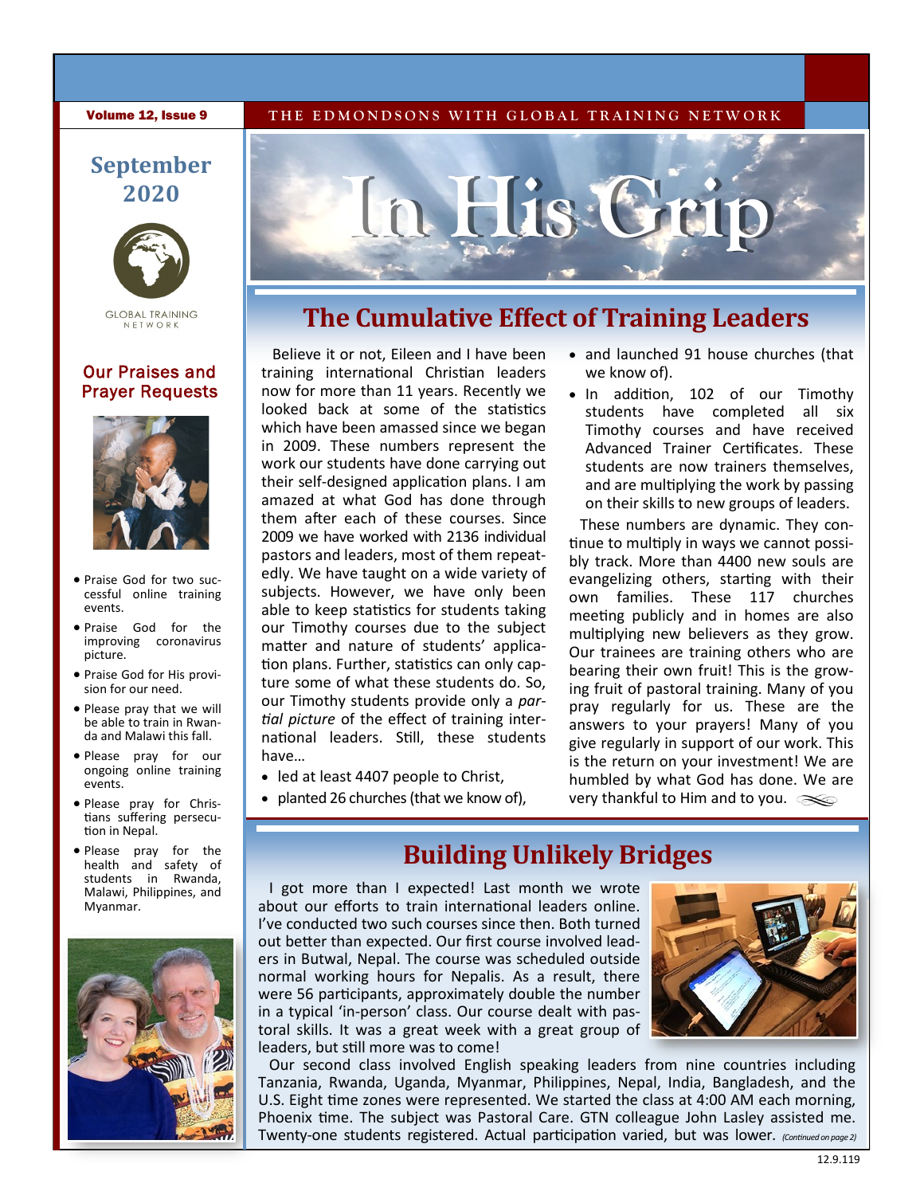# In His Grip

THE EDMONDSONS WITH GLOBAL TRAINING NETWORK

**September 2020**

GLOBAL TRAINING NETWORK

## Our Praises and Prayer Requests

- Praise God for two successful online training events.
- Praise God for the improving coronavirus picture.
- Praise God for His provision for our need.
- Please pray that we will be able to train in Rwanda and Malawi this fall.
- Please pray for our ongoing online training events.
- Please pray for Christians suffering persecution in Nepal.
- Please pray for the health and safety of students in Rwanda, Malawi, Philippines, and Myanmar.

## The Cumulative Effect of Training Leaders

Believe it or not, Eileen and I have been training international Christian leaders now for more than 11 years. Recently we looked back at some of the statistics which have been amassed since we began in 2009. These numbers represent the work our students have done carrying out their self-designed application plans. I am amazed at what God has done through them after each of these courses. Since 2009 we have worked with 2136 individual pastors and leaders, most of them repeatedly. We have taught on a wide variety of subjects. However, we have only been able to keep statistics for students taking our Timothy courses due to the subject matter and nature of students' application plans. Further, statistics can only capture some of what these students do. So, our Timothy students provide only a *partial picture* of the effect of training international leaders. Still, these students have…

- led at least 4407 people to Christ,
- planted 26 churches (that we know of),
- and launched 91 house churches (that we know of).
- In addition, 102 of our Timothy students have completed all six Timothy courses and have received Advanced Trainer Certificates. These students are now trainers themselves, and are multiplying the work by passing on their skills to new groups of leaders.

These numbers are dynamic. They continue to multiply in ways we cannot possibly track. More than 4400 new souls are evangelizing others, starting with their own families. These 117 churches meeting publicly and in homes are also multiplying new believers as they grow. Our trainees are training others who are bearing their own fruit! This is the growing fruit of pastoral training. Many of you pray regularly for us. These are the answers to your prayers! Many of you give regularly in support of our work. This is the return on your investment! We are humbled by what God has done. We are very thankful to Him and to you.

## Building Unlikely Bridges

I got more than I expected! Last month we wrote about our efforts to train international leaders online. I've conducted two such courses since then. Both turned out better than expected. Our first course involved leaders in Butwal, Nepal. The course was scheduled outside normal working hours for Nepalis. As a result, there were 56 participants, approximately double the number in a typical 'in-person' class. Our course dealt with pastoral skills. It was a great week with a great group of leaders, but still more was to come!

Our second class involved English speaking leaders from nine countries including Tanzania, Rwanda, Uganda, Myanmar, Philippines, Nepal, India, Bangladesh, and the U.S. Eight time zones were represented. We started the class at 4:00 AM each morning, Phoenix time. The subject was Pastoral Care. GTN colleague John Lasley assisted me. Twenty-one students registered. Actual participation varied, but was lower. *(Continued on page 2)*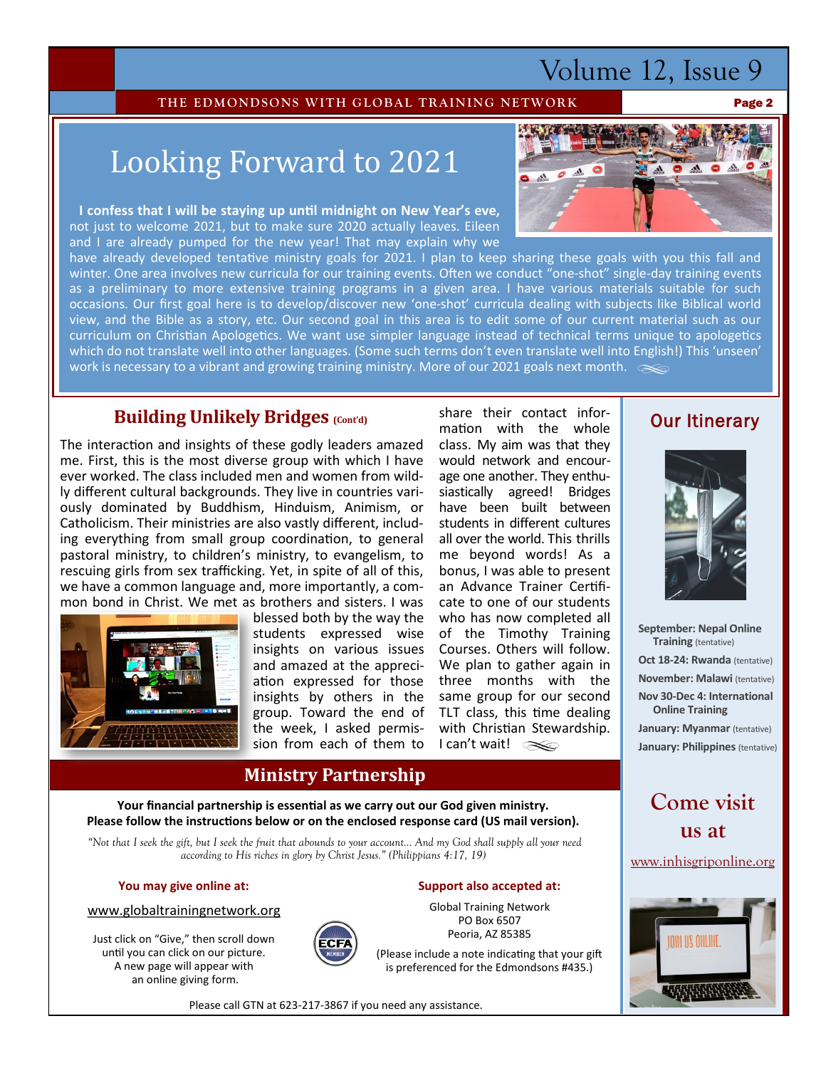## Looking Forward to 2021

**I confess that I will be staying up until midnight on New Year's eve,** not just to welcome 2021, but to make sure 2020 actually leaves. Eileen and I are already pumped for the new year! That may explain why we have already developed tentative ministry goals for 2021. I plan to keep sharing these goals with you this fall and winter. One area involves new curricula for our training events. Often we conduct "one-shot" single-day training events as a preliminary to more extensive training programs in a given area. I have various materials suitable for such occasions. Our first goal here is to develop/discover new 'one-shot' curricula dealing with subjects like Biblical world view, and the Bible as a story, etc. Our second goal in this area is to edit some of our current material such as our curriculum on Christian Apologetics. We want use simpler language instead of technical terms unique to apologetics which do not translate well into other languages. (Some such terms don't even translate well into English!) This 'unseen' work is necessary to a vibrant and growing training ministry. More of our 2021 goals next month.

## Building Unlikely Bridges (Cont'd)

The interaction and insights of these godly leaders amazed me. First, this is the most diverse group with which I have ever worked. The class included men and women from wildly different cultural backgrounds. They live in countries variously dominated by Buddhism, Hinduism, Animism, or Catholicism. Their ministries are also vastly different, including everything from small group coordination, to general pastoral ministry, to children's ministry, to evangelism, to rescuing girls from sex trafficking. Yet, in spite of all of this, we have a common language and, more importantly, a common bond in Christ. We met as brothers and sisters. I was blessed both by the way the students expressed wise insights on various issues and amazed at the appreciation expressed for those insights by others in the group. Toward the end of the week, I asked permission from each of them to share their contact information with the whole class. My aim was that they would network and encourage one another. They enthusiastically agreed! Bridges have been built between students in different cultures all over the world. This thrills me beyond words! As a bonus, I was able to present an Advance Trainer Certificate to one of our students who has now completed all of the Timothy Training Courses. Others will follow. We plan to gather again in three months with the same group for our second TLT class, this time dealing with Christian Stewardship. I can't wait!

## Our Itinerary

**September: Nepal Online Training** (tentative)

**Oct 18-24: Rwanda** (tentative)

**November: Malawi** (tentative)

**Nov 30-Dec 4: International Online Training**

**January: Myanmar** (tentative)

**January: Philippines** (tentative)

## Come visit us at

www.inhisgriponline.org

JOIN US ONLINE.

## Ministry Partnership

**Your financial partnership is essential as we carry out our God given ministry.**
**Please follow the instructions below or on the enclosed response card (US mail version).**

*"Not that I seek the gift, but I seek the fruit that abounds to your account... And my God shall supply all your need according to His riches in glory by Christ Jesus." (Philippians 4:17, 19)*

**You may give online at:**

www.globaltrainingnetwork.org

Just click on "Give," then scroll down until you can click on our picture. A new page will appear with an online giving form.

ECFA MEMBER

**Support also accepted at:**

Global Training Network
PO Box 6507
Peoria, AZ 85385

(Please include a note indicating that your gift is preferenced for the Edmondsons #435.)

Please call GTN at 623-217-3867 if you need any assistance.